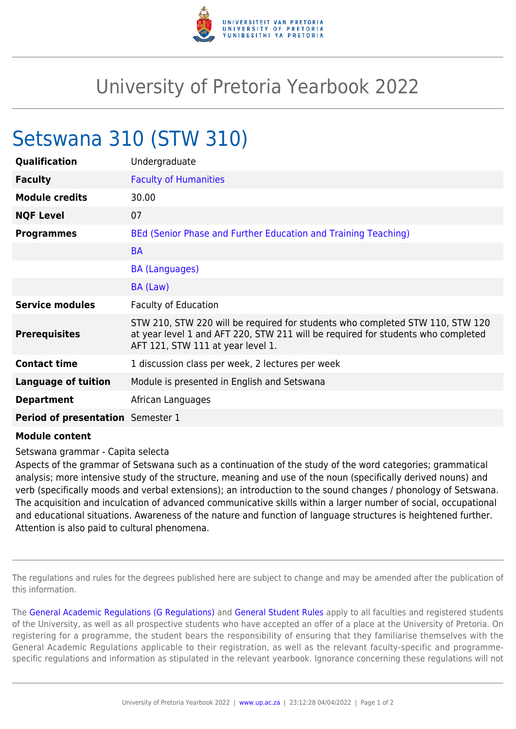# University of Pretoria Yearbook 2022

## Setswana 310 (STW 310)

| | |
|---|---|
| **Qualification** | Undergraduate |
| **Faculty** | Faculty of Humanities |
| **Module credits** | 30.00 |
| **NQF Level** | 07 |
| **Programmes** | BEd (Senior Phase and Further Education and Training Teaching) |
| | BA |
| | BA (Languages) |
| | BA (Law) |
| **Service modules** | Faculty of Education |
| **Prerequisites** | STW 210, STW 220 will be required for students who completed STW 110, STW 120 at year level 1 and AFT 220, STW 211 will be required for students who completed AFT 121, STW 111 at year level 1. |
| **Contact time** | 1 discussion class per week, 2 lectures per week |
| **Language of tuition** | Module is presented in English and Setswana |
| **Department** | African Languages |
| **Period of presentation** | Semester 1 |

**Module content**

Setswana grammar - Capita selecta

Aspects of the grammar of Setswana such as a continuation of the study of the word categories; grammatical analysis; more intensive study of the structure, meaning and use of the noun (specifically derived nouns) and verb (specifically moods and verbal extensions); an introduction to the sound changes / phonology of Setswana. The acquisition and inculcation of advanced communicative skills within a larger number of social, occupational and educational situations. Awareness of the nature and function of language structures is heightened further. Attention is also paid to cultural phenomena.

---

The regulations and rules for the degrees published here are subject to change and may be amended after the publication of this information.

The General Academic Regulations (G Regulations) and General Student Rules apply to all faculties and registered students of the University, as well as all prospective students who have accepted an offer of a place at the University of Pretoria. On registering for a programme, the student bears the responsibility of ensuring that they familiarise themselves with the General Academic Regulations applicable to their registration, as well as the relevant faculty-specific and programme-specific regulations and information as stipulated in the relevant yearbook. Ignorance concerning these regulations will not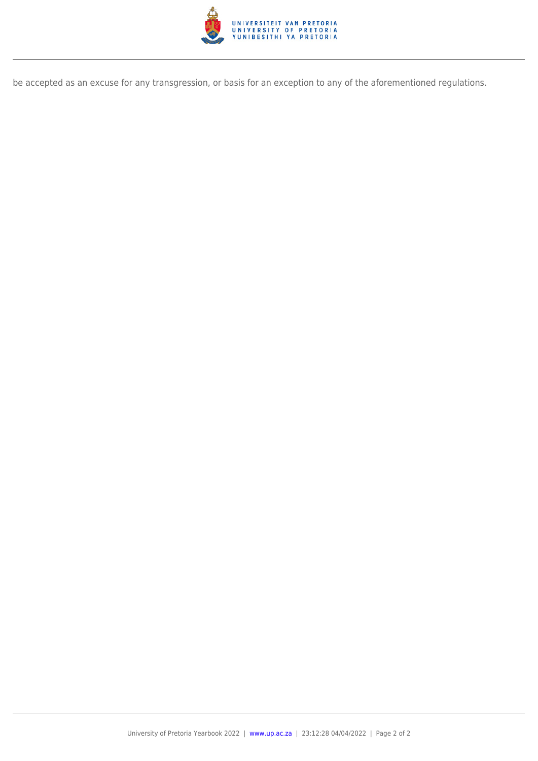be accepted as an excuse for any transgression, or basis for an exception to any of the aforementioned regulations.